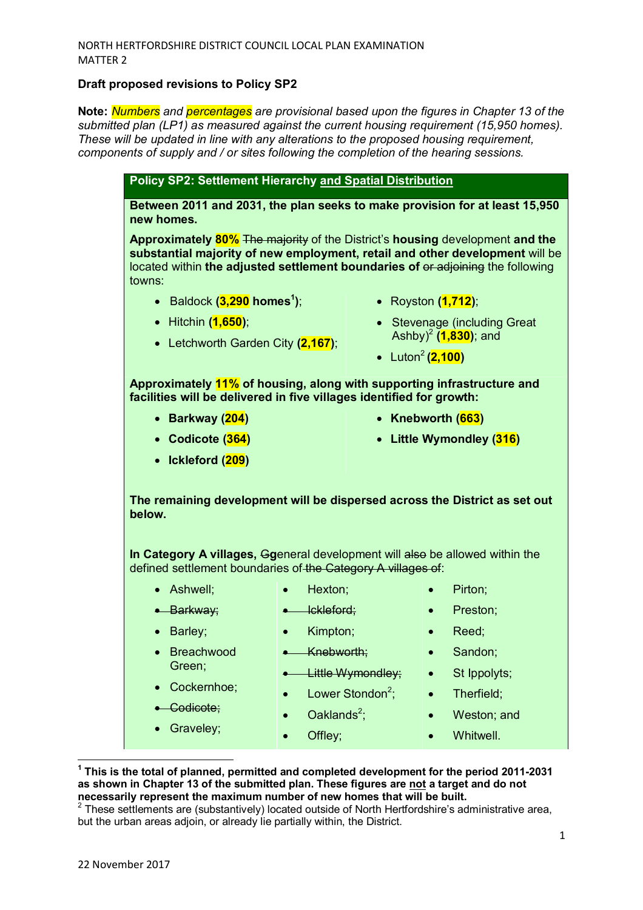NORTH HERTFORDSHIRE DISTRICT COUNCIL LOCAL PLAN EXAMINATION
MATTER 2

**Draft proposed revisions to Policy SP2**

**Note:** *Numbers and percentages are provisional based upon the figures in Chapter 13 of the submitted plan (LP1) as measured against the current housing requirement (15,950 homes). These will be updated in line with any alterations to the proposed housing requirement, components of supply and / or sites following the completion of the hearing sessions.*

**Policy SP2: Settlement Hierarchy and Spatial Distribution**

**Between 2011 and 2031, the plan seeks to make provision for at least 15,950 new homes.**

**Approximately 80%** ~~The majority~~ of the District's **housing** development **and the substantial majority of new employment, retail and other development** will be located within **the adjusted settlement boundaries of** ~~or adjoining~~ the following towns:

- Baldock **(3,290 homes[1])**;
- Hitchin **(1,650)**;
- Letchworth Garden City **(2,167)**;
- Royston **(1,712)**;
- Stevenage (including Great Ashby)[2] **(1,830)**; and
- Luton[2] **(2,100)**

**Approximately 11% of housing, along with supporting infrastructure and facilities will be delivered in five villages identified for growth:**

- **Barkway (204)**
- **Codicote (364)**
- **Ickleford (209)**
- **Knebworth (663)**
- **Little Wymondley (316)**

**The remaining development will be dispersed across the District as set out below.**

**In Category A villages,** ~~G~~**g**eneral development will ~~also~~ be allowed within the defined settlement boundaries of ~~the Category A villages of~~:

- Ashwell;
- ~~Barkway;~~
- Barley;
- Breachwood Green;
- Cockernhoe;
- ~~Codicote;~~
- Graveley;
- Hexton;
- ~~Ickleford;~~
- Kimpton;
- ~~Knebworth;~~
- ~~Little Wymondley;~~
- Lower Stondon[2];
- Oaklands[2];
- Offley;
- Pirton;
- Preston;
- Reed;
- Sandon;
- St Ippolyts;
- Therfield;
- Weston; and
- Whitwell.

---

[1] **This is the total of planned, permitted and completed development for the period 2011-2031 as shown in Chapter 13 of the submitted plan. These figures are not a target and do not necessarily represent the maximum number of new homes that will be built.**

[2] These settlements are (substantively) located outside of North Hertfordshire's administrative area, but the urban areas adjoin, or already lie partially within, the District.

22 November 2017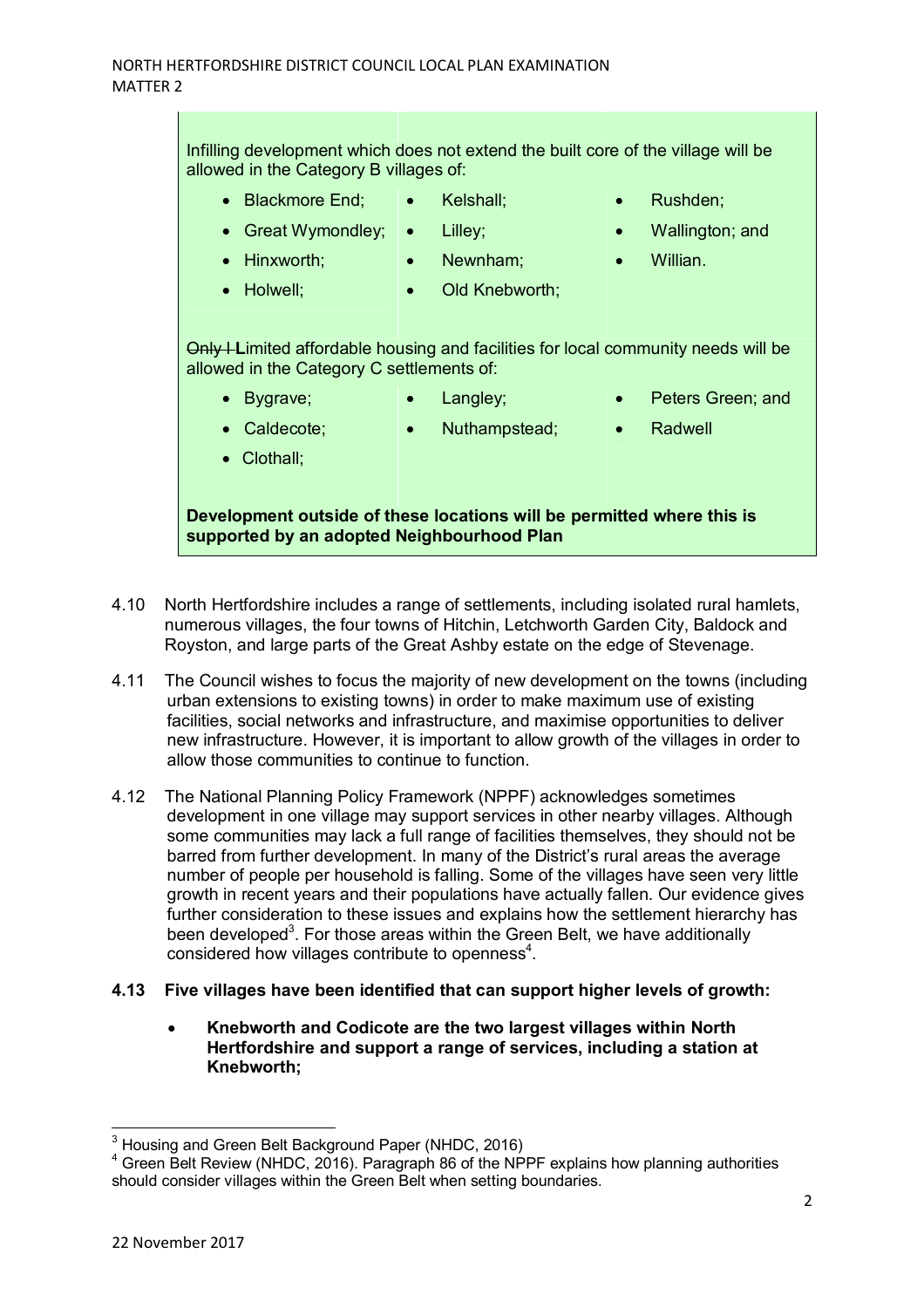Infilling development which does not extend the built core of the village will be allowed in the Category B villages of:

- Blackmore End;
- Great Wymondley;
- Hinxworth;
- Holwell;
- Kelshall;
- Lilley;
- Newnham;
- Old Knebworth;
- Rushden;
- Wallington; and
- Willian.

~~Only l~~ **L**imited affordable housing and facilities for local community needs will be allowed in the Category C settlements of:

- Bygrave;
- Caldecote;
- Clothall;
- Langley;
- Nuthampstead;
- Peters Green; and
- Radwell

**Development outside of these locations will be permitted where this is supported by an adopted Neighbourhood Plan**

4.10 North Hertfordshire includes a range of settlements, including isolated rural hamlets, numerous villages, the four towns of Hitchin, Letchworth Garden City, Baldock and Royston, and large parts of the Great Ashby estate on the edge of Stevenage.

4.11 The Council wishes to focus the majority of new development on the towns (including urban extensions to existing towns) in order to make maximum use of existing facilities, social networks and infrastructure, and maximise opportunities to deliver new infrastructure. However, it is important to allow growth of the villages in order to allow those communities to continue to function.

4.12 The National Planning Policy Framework (NPPF) acknowledges sometimes development in one village may support services in other nearby villages. Although some communities may lack a full range of facilities themselves, they should not be barred from further development. In many of the District's rural areas the average number of people per household is falling. Some of the villages have seen very little growth in recent years and their populations have actually fallen. Our evidence gives further consideration to these issues and explains how the settlement hierarchy has been developed[3]. For those areas within the Green Belt, we have additionally considered how villages contribute to openness[4].

**4.13 Five villages have been identified that can support higher levels of growth:**

- **Knebworth and Codicote are the two largest villages within North Hertfordshire and support a range of services, including a station at Knebworth;**

[3] Housing and Green Belt Background Paper (NHDC, 2016)

[4] Green Belt Review (NHDC, 2016). Paragraph 86 of the NPPF explains how planning authorities should consider villages within the Green Belt when setting boundaries.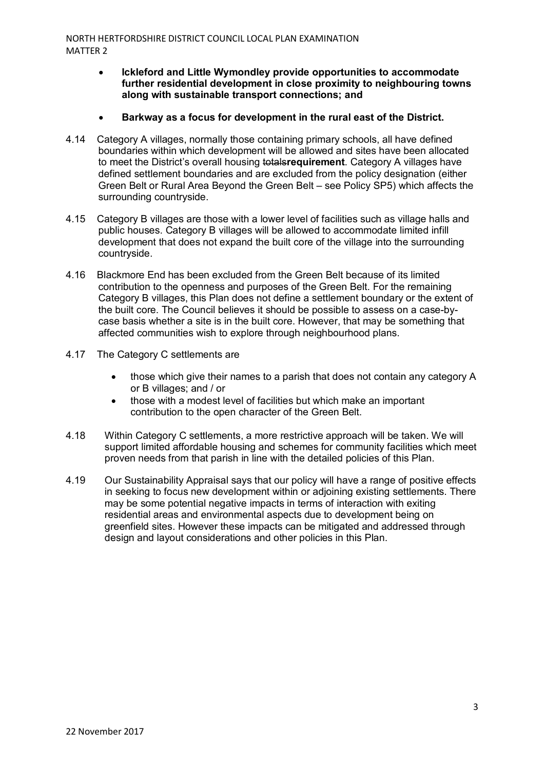- **Ickleford and Little Wymondley provide opportunities to accommodate further residential development in close proximity to neighbouring towns along with sustainable transport connections; and**

- **Barkway as a focus for development in the rural east of the District.**

4.14 Category A villages, normally those containing primary schools, all have defined boundaries within which development will be allowed and sites have been allocated to meet the District's overall housing ~~totals~~**requirement**. Category A villages have defined settlement boundaries and are excluded from the policy designation (either Green Belt or Rural Area Beyond the Green Belt – see Policy SP5) which affects the surrounding countryside.

4.15 Category B villages are those with a lower level of facilities such as village halls and public houses. Category B villages will be allowed to accommodate limited infill development that does not expand the built core of the village into the surrounding countryside.

4.16 Blackmore End has been excluded from the Green Belt because of its limited contribution to the openness and purposes of the Green Belt. For the remaining Category B villages, this Plan does not define a settlement boundary or the extent of the built core. The Council believes it should be possible to assess on a case-by-case basis whether a site is in the built core. However, that may be something that affected communities wish to explore through neighbourhood plans.

4.17 The Category C settlements are

- those which give their names to a parish that does not contain any category A or B villages; and / or
- those with a modest level of facilities but which make an important contribution to the open character of the Green Belt.

4.18 Within Category C settlements, a more restrictive approach will be taken. We will support limited affordable housing and schemes for community facilities which meet proven needs from that parish in line with the detailed policies of this Plan.

4.19 Our Sustainability Appraisal says that our policy will have a range of positive effects in seeking to focus new development within or adjoining existing settlements. There may be some potential negative impacts in terms of interaction with exiting residential areas and environmental aspects due to development being on greenfield sites. However these impacts can be mitigated and addressed through design and layout considerations and other policies in this Plan.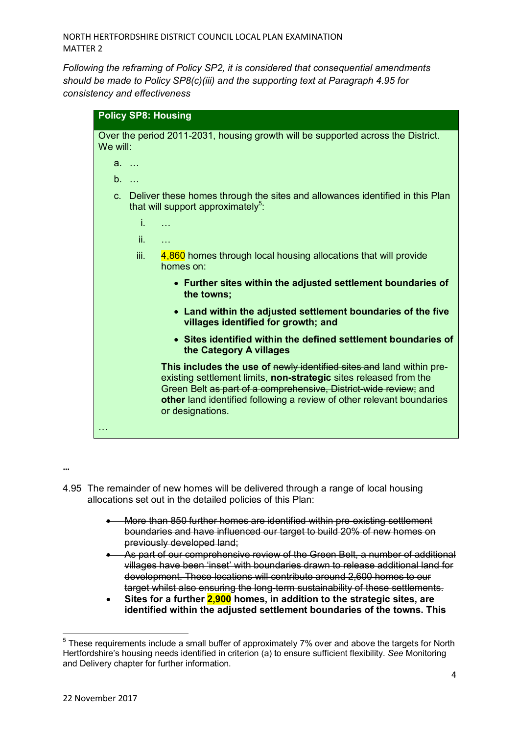*Following the reframing of Policy SP2, it is considered that consequential amendments should be made to Policy SP8(c)(iii) and the supporting text at Paragraph 4.95 for consistency and effectiveness*

**Policy SP8: Housing**

Over the period 2011-2031, housing growth will be supported across the District. We will:

a. …

b. …

c. Deliver these homes through the sites and allowances identified in this Plan that will support approximately[5]:

   i. …

   ii. …

   iii. 4,860 homes through local housing allocations that will provide homes on:

   - **Further sites within the adjusted settlement boundaries of the towns;**
   - **Land within the adjusted settlement boundaries of the five villages identified for growth; and**
   - **Sites identified within the defined settlement boundaries of the Category A villages**

   **This includes the use of** ~~newly identified sites and~~ land within pre-existing settlement limits, **non-strategic** sites released from the Green Belt ~~as part of a comprehensive, District-wide review;~~ and **other** land identified following a review of other relevant boundaries or designations.

…

…

4.95 The remainder of new homes will be delivered through a range of local housing allocations set out in the detailed policies of this Plan:

- ~~More than 850 further homes are identified within pre-existing settlement boundaries and have influenced our target to build 20% of new homes on previously developed land;~~
- ~~As part of our comprehensive review of the Green Belt, a number of additional villages have been 'inset' with boundaries drawn to release additional land for development. These locations will contribute around 2,600 homes to our target whilst also ensuring the long-term sustainability of these settlements.~~
- **Sites for a further 2,900 homes, in addition to the strategic sites, are identified within the adjusted settlement boundaries of the towns. This**

[5] These requirements include a small buffer of approximately 7% over and above the targets for North Hertfordshire's housing needs identified in criterion (a) to ensure sufficient flexibility. *See* Monitoring and Delivery chapter for further information.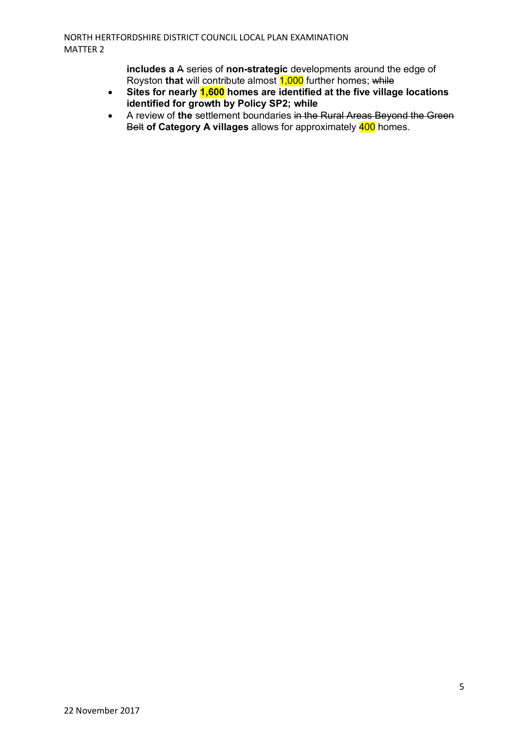**includes a** ~~A~~ series of **non-strategic** developments around the edge of Royston **that** will contribute almost 1,000 further homes; ~~while~~

- **Sites for nearly 1,600 homes are identified at the five village locations identified for growth by Policy SP2; while**
- A review of **the** settlement boundaries ~~in the Rural Areas Beyond the Green Belt~~ **of Category A villages** allows for approximately 400 homes.